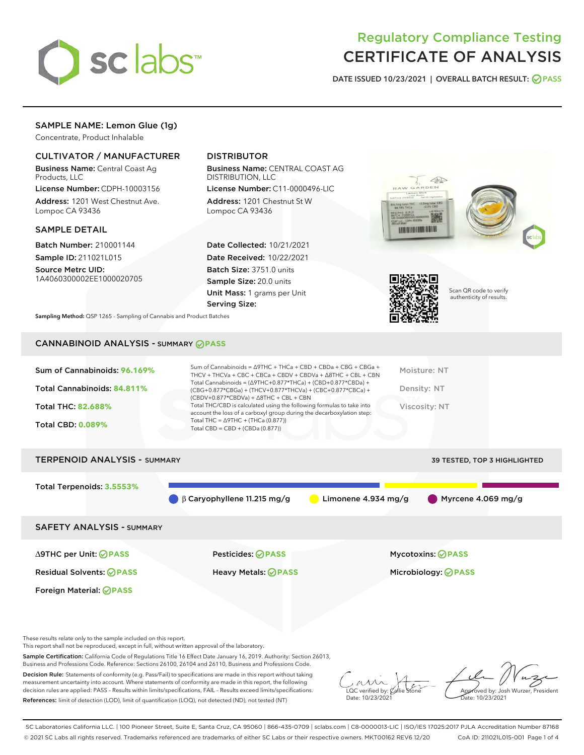# Regulatory Compliance Testing
# CERTIFICATE OF ANALYSIS

DATE ISSUED 10/23/2021 | OVERALL BATCH RESULT: PASS

## SAMPLE NAME: Lemon Glue (1g)

Concentrate, Product Inhalable

### CULTIVATOR / MANUFACTURER

**Business Name:** Central Coast Ag Products, LLC

**License Number:** CDPH-10003156

**Address:** 1201 West Chestnut Ave. Lompoc CA 93436

### DISTRIBUTOR

**Business Name:** CENTRAL COAST AG DISTRIBUTION, LLC

**License Number:** C11-0000496-LIC

**Address:** 1201 Chestnut St W Lompoc CA 93436

### SAMPLE DETAIL

**Batch Number:** 210001144

**Sample ID:** 211021L015

**Source Metrc UID:** 1A4060300002EE1000020705

**Date Collected:** 10/21/2021

**Date Received:** 10/22/2021

**Batch Size:** 3751.0 units

**Sample Size:** 20.0 units

**Unit Mass:** 1 grams per Unit

**Serving Size:**

Scan QR code to verify authenticity of results.

**Sampling Method:** QSP 1265 - Sampling of Cannabis and Product Batches

## CANNABINOID ANALYSIS - SUMMARY PASS

Sum of Cannabinoids: **96.169%**

Total Cannabinoids: **84.811%**

Total THC: **82.688%**

Total CBD: **0.089%**

Sum of Cannabinoids = Δ9THC + THCa + CBD + CBDa + CBG + CBGa + THCV + THCVa + CBC + CBCa + CBDV + CBDVa + Δ8THC + CBL + CBN

Total Cannabinoids = (Δ9THC+0.877*THCa) + (CBD+0.877*CBDa) + (CBG+0.877*CBGa) + (THCV+0.877*THCVa) + (CBC+0.877*CBCa) + (CBDV+0.877*CBDVa) + Δ8THC + CBL + CBN

Total THC/CBD is calculated using the following formulas to take into account the loss of a carboxyl group during the decarboxylation step:
Total THC = Δ9THC + (THCa (0.877))
Total CBD = CBD + (CBDa (0.877))

Moisture: NT

Density: NT

Viscosity: NT

## TERPENOID ANALYSIS - SUMMARY

39 TESTED, TOP 3 HIGHLIGHTED

Total Terpenoids: **3.5553%**

β Caryophyllene 11.215 mg/g | Limonene 4.934 mg/g | Myrcene 4.069 mg/g

## SAFETY ANALYSIS - SUMMARY

| | | |
|---|---|---|
| Δ9THC per Unit: PASS | Pesticides: PASS | Mycotoxins: PASS |
| Residual Solvents: PASS | Heavy Metals: PASS | Microbiology: PASS |
| Foreign Material: PASS | | |

These results relate only to the sample included on this report.
This report shall not be reproduced, except in full, without written approval of the laboratory.

**Sample Certification:** California Code of Regulations Title 16 Effect Date January 16, 2019. Authority: Section 26013, Business and Professions Code. Reference: Sections 26100, 26104 and 26110, Business and Professions Code.

**Decision Rule:** Statements of conformity (e.g. Pass/Fail) to specifications are made in this report without taking measurement uncertainty into account. Where statements of conformity are made in this report, the following decision rules are applied: PASS – Results within limits/specifications, FAIL – Results exceed limits/specifications.

**References:** limit of detection (LOD), limit of quantification (LOQ), not detected (ND), not tested (NT)

LQC verified by: Callie Stone
Date: 10/23/2021

Approved by: Josh Wurzer, President
Date: 10/23/2021

SC Laboratories California LLC. | 100 Pioneer Street, Suite E, Santa Cruz, CA 95060 | 866-435-0709 | sclabs.com | C8-0000013-LIC | ISO/IES 17025:2017 PJLA Accreditation Number 87168
© 2021 SC Labs all rights reserved. Trademarks referenced are trademarks of either SC Labs or their respective owners. MKT00162 REV6 12/20 CoA ID: 211021L015-001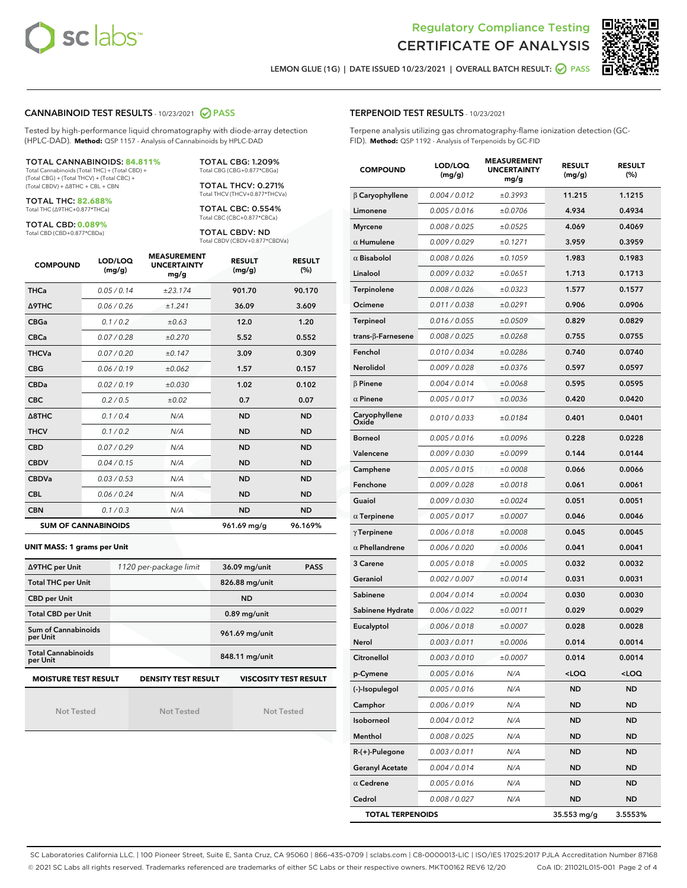Regulatory Compliance Testing
CERTIFICATE OF ANALYSIS

LEMON GLUE (1G) | DATE ISSUED 10/23/2021 | OVERALL BATCH RESULT: PASS

## CANNABINOID TEST RESULTS - 10/23/2021 PASS

Tested by high-performance liquid chromatography with diode-array detection (HPLC-DAD). **Method:** QSP 1157 - Analysis of Cannabinoids by HPLC-DAD

**TOTAL CANNABINOIDS: 84.811%**
Total Cannabinoids (Total THC) + (Total CBD) + (Total CBG) + (Total THCV) + (Total CBC) + (Total CBDV) + Δ8THC + CBL + CBN

**TOTAL THC: 82.688%**
Total THC (Δ9THC+0.877*THCa)

**TOTAL CBD: 0.089%**
Total CBD (CBD+0.877*CBDa)

**TOTAL CBG: 1.209%**
Total CBG (CBG+0.877*CBGa)

**TOTAL THCV: 0.271%**
Total THCV (THCV+0.877*THCVa)

**TOTAL CBC: 0.554%**
Total CBC (CBC+0.877*CBCa)

**TOTAL CBDV: ND**
Total CBDV (CBDV+0.877*CBDVa)

| COMPOUND | LOD/LOQ (mg/g) | MEASUREMENT UNCERTAINTY mg/g | RESULT (mg/g) | RESULT (%) |
|---|---|---|---|---|
| THCa | 0.05 / 0.14 | ±23.174 | 901.70 | 90.170 |
| Δ9THC | 0.06 / 0.26 | ±1.241 | 36.09 | 3.609 |
| CBGa | 0.1 / 0.2 | ±0.63 | 12.0 | 1.20 |
| CBCa | 0.07 / 0.28 | ±0.270 | 5.52 | 0.552 |
| THCVa | 0.07 / 0.20 | ±0.147 | 3.09 | 0.309 |
| CBG | 0.06 / 0.19 | ±0.062 | 1.57 | 0.157 |
| CBDa | 0.02 / 0.19 | ±0.030 | 1.02 | 0.102 |
| CBC | 0.2 / 0.5 | ±0.02 | 0.7 | 0.07 |
| Δ8THC | 0.1 / 0.4 | N/A | ND | ND |
| THCV | 0.1 / 0.2 | N/A | ND | ND |
| CBD | 0.07 / 0.29 | N/A | ND | ND |
| CBDV | 0.04 / 0.15 | N/A | ND | ND |
| CBDVa | 0.03 / 0.53 | N/A | ND | ND |
| CBL | 0.06 / 0.24 | N/A | ND | ND |
| CBN | 0.1 / 0.3 | N/A | ND | ND |
| **SUM OF CANNABINOIDS** | | | 961.69 mg/g | 96.169% |

**UNIT MASS: 1 grams per Unit**

| | | | |
|---|---|---|---|
| Δ9THC per Unit | 1120 per-package limit | 36.09 mg/unit | PASS |
| Total THC per Unit | | 826.88 mg/unit | |
| CBD per Unit | | ND | |
| Total CBD per Unit | | 0.89 mg/unit | |
| Sum of Cannabinoids per Unit | | 961.69 mg/unit | |
| Total Cannabinoids per Unit | | 848.11 mg/unit | |

| MOISTURE TEST RESULT | DENSITY TEST RESULT | VISCOSITY TEST RESULT |
|---|---|---|
| Not Tested | Not Tested | Not Tested |

## TERPENOID TEST RESULTS - 10/23/2021

Terpene analysis utilizing gas chromatography-flame ionization detection (GC-FID). **Method:** QSP 1192 - Analysis of Terpenoids by GC-FID

| COMPOUND | LOD/LOQ (mg/g) | MEASUREMENT UNCERTAINTY mg/g | RESULT (mg/g) | RESULT (%) |
|---|---|---|---|---|
| β Caryophyllene | 0.004 / 0.012 | ±0.3993 | 11.215 | 1.1215 |
| Limonene | 0.005 / 0.016 | ±0.0706 | 4.934 | 0.4934 |
| Myrcene | 0.008 / 0.025 | ±0.0525 | 4.069 | 0.4069 |
| α Humulene | 0.009 / 0.029 | ±0.1271 | 3.959 | 0.3959 |
| α Bisabolol | 0.008 / 0.026 | ±0.1059 | 1.983 | 0.1983 |
| Linalool | 0.009 / 0.032 | ±0.0651 | 1.713 | 0.1713 |
| Terpinolene | 0.008 / 0.026 | ±0.0323 | 1.577 | 0.1577 |
| Ocimene | 0.011 / 0.038 | ±0.0291 | 0.906 | 0.0906 |
| Terpineol | 0.016 / 0.055 | ±0.0509 | 0.829 | 0.0829 |
| trans-β-Farnesene | 0.008 / 0.025 | ±0.0268 | 0.755 | 0.0755 |
| Fenchol | 0.010 / 0.034 | ±0.0286 | 0.740 | 0.0740 |
| Nerolidol | 0.009 / 0.028 | ±0.0376 | 0.597 | 0.0597 |
| β Pinene | 0.004 / 0.014 | ±0.0068 | 0.595 | 0.0595 |
| α Pinene | 0.005 / 0.017 | ±0.0036 | 0.420 | 0.0420 |
| Caryophyllene Oxide | 0.010 / 0.033 | ±0.0184 | 0.401 | 0.0401 |
| Borneol | 0.005 / 0.016 | ±0.0096 | 0.228 | 0.0228 |
| Valencene | 0.009 / 0.030 | ±0.0099 | 0.144 | 0.0144 |
| Camphene | 0.005 / 0.015 | ±0.0008 | 0.066 | 0.0066 |
| Fenchone | 0.009 / 0.028 | ±0.0018 | 0.061 | 0.0061 |
| Guaiol | 0.009 / 0.030 | ±0.0024 | 0.051 | 0.0051 |
| α Terpinene | 0.005 / 0.017 | ±0.0007 | 0.046 | 0.0046 |
| γ Terpinene | 0.006 / 0.018 | ±0.0008 | 0.045 | 0.0045 |
| α Phellandrene | 0.006 / 0.020 | ±0.0006 | 0.041 | 0.0041 |
| 3 Carene | 0.005 / 0.018 | ±0.0005 | 0.032 | 0.0032 |
| Geraniol | 0.002 / 0.007 | ±0.0014 | 0.031 | 0.0031 |
| Sabinene | 0.004 / 0.014 | ±0.0004 | 0.030 | 0.0030 |
| Sabinene Hydrate | 0.006 / 0.022 | ±0.0011 | 0.029 | 0.0029 |
| Eucalyptol | 0.006 / 0.018 | ±0.0007 | 0.028 | 0.0028 |
| Nerol | 0.003 / 0.011 | ±0.0006 | 0.014 | 0.0014 |
| Citronellol | 0.003 / 0.010 | ±0.0007 | 0.014 | 0.0014 |
| p-Cymene | 0.005 / 0.016 | N/A | <LOQ | <LOQ |
| (-)-Isopulegol | 0.005 / 0.016 | N/A | ND | ND |
| Camphor | 0.006 / 0.019 | N/A | ND | ND |
| Isoborneol | 0.004 / 0.012 | N/A | ND | ND |
| Menthol | 0.008 / 0.025 | N/A | ND | ND |
| R-(+)-Pulegone | 0.003 / 0.011 | N/A | ND | ND |
| Geranyl Acetate | 0.004 / 0.014 | N/A | ND | ND |
| α Cedrene | 0.005 / 0.016 | N/A | ND | ND |
| Cedrol | 0.008 / 0.027 | N/A | ND | ND |
| **TOTAL TERPENOIDS** | | | 35.553 mg/g | 3.5553% |

SC Laboratories California LLC. | 100 Pioneer Street, Suite E, Santa Cruz, CA 95060 | 866-435-0709 | sclabs.com | C8-0000013-LIC | ISO/IES 17025:2017 PJLA Accreditation Number 87168
© 2021 SC Labs all rights reserved. Trademarks referenced are trademarks of either SC Labs or their respective owners. MKT00162 REV6 12/20 CoA ID: 211021L015-001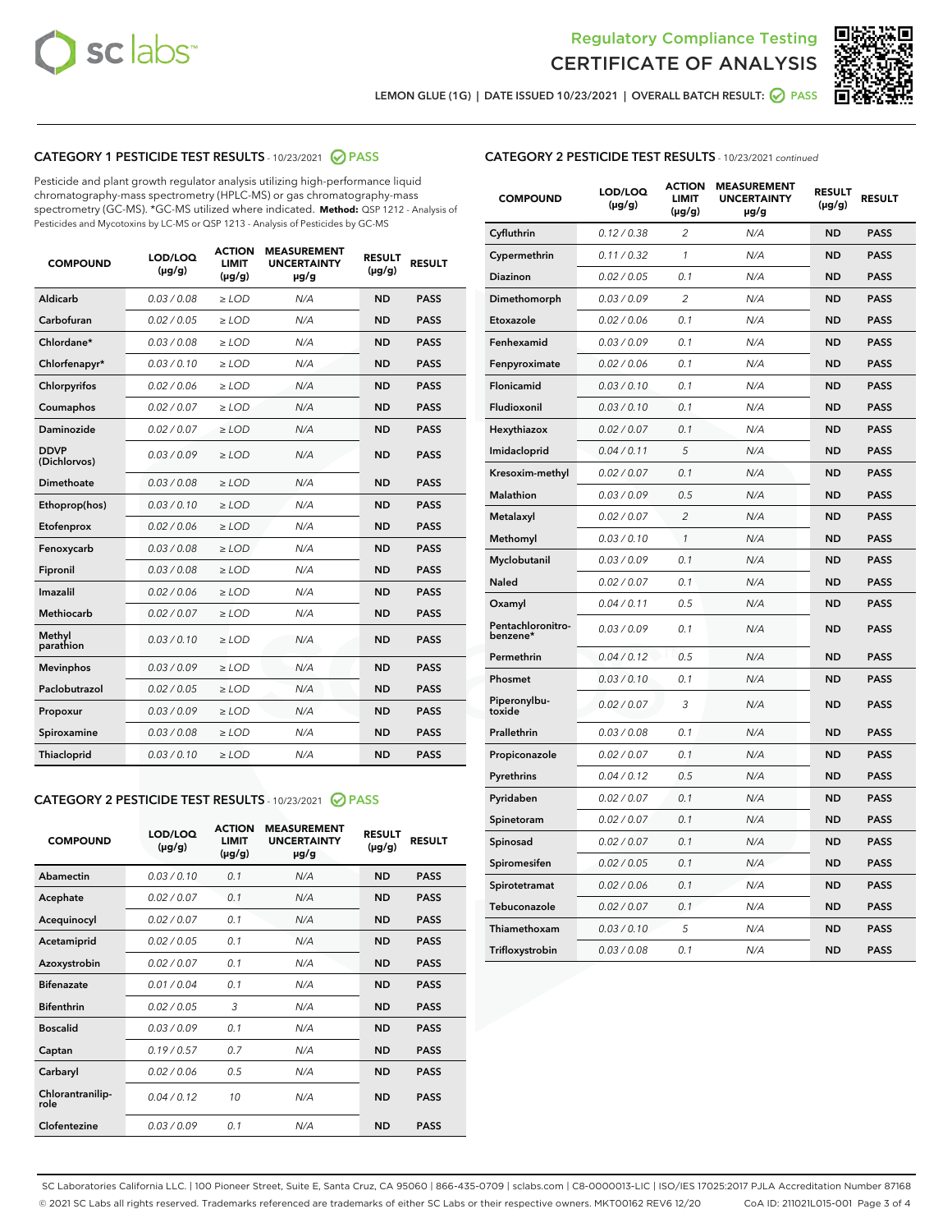# Regulatory Compliance Testing
# CERTIFICATE OF ANALYSIS

LEMON GLUE (1G) | DATE ISSUED 10/23/2021 | OVERALL BATCH RESULT: PASS

## CATEGORY 1 PESTICIDE TEST RESULTS - 10/23/2021 PASS

Pesticide and plant growth regulator analysis utilizing high-performance liquid chromatography-mass spectrometry (HPLC-MS) or gas chromatography-mass spectrometry (GC-MS). *GC-MS utilized where indicated. **Method:** QSP 1212 - Analysis of Pesticides and Mycotoxins by LC-MS or QSP 1213 - Analysis of Pesticides by GC-MS

| COMPOUND | LOD/LOQ (µg/g) | ACTION LIMIT (µg/g) | MEASUREMENT UNCERTAINTY µg/g | RESULT (µg/g) | RESULT |
|---|---|---|---|---|---|
| Aldicarb | 0.03 / 0.08 | ≥ LOD | N/A | ND | PASS |
| Carbofuran | 0.02 / 0.05 | ≥ LOD | N/A | ND | PASS |
| Chlordane* | 0.03 / 0.08 | ≥ LOD | N/A | ND | PASS |
| Chlorfenapyr* | 0.03 / 0.10 | ≥ LOD | N/A | ND | PASS |
| Chlorpyrifos | 0.02 / 0.06 | ≥ LOD | N/A | ND | PASS |
| Coumaphos | 0.02 / 0.07 | ≥ LOD | N/A | ND | PASS |
| Daminozide | 0.02 / 0.07 | ≥ LOD | N/A | ND | PASS |
| DDVP (Dichlorvos) | 0.03 / 0.09 | ≥ LOD | N/A | ND | PASS |
| Dimethoate | 0.03 / 0.08 | ≥ LOD | N/A | ND | PASS |
| Ethoprop(hos) | 0.03 / 0.10 | ≥ LOD | N/A | ND | PASS |
| Etofenprox | 0.02 / 0.06 | ≥ LOD | N/A | ND | PASS |
| Fenoxycarb | 0.03 / 0.08 | ≥ LOD | N/A | ND | PASS |
| Fipronil | 0.03 / 0.08 | ≥ LOD | N/A | ND | PASS |
| Imazalil | 0.02 / 0.06 | ≥ LOD | N/A | ND | PASS |
| Methiocarb | 0.02 / 0.07 | ≥ LOD | N/A | ND | PASS |
| Methyl parathion | 0.03 / 0.10 | ≥ LOD | N/A | ND | PASS |
| Mevinphos | 0.03 / 0.09 | ≥ LOD | N/A | ND | PASS |
| Paclobutrazol | 0.02 / 0.05 | ≥ LOD | N/A | ND | PASS |
| Propoxur | 0.03 / 0.09 | ≥ LOD | N/A | ND | PASS |
| Spiroxamine | 0.03 / 0.08 | ≥ LOD | N/A | ND | PASS |
| Thiacloprid | 0.03 / 0.10 | ≥ LOD | N/A | ND | PASS |

## CATEGORY 2 PESTICIDE TEST RESULTS - 10/23/2021 PASS

| COMPOUND | LOD/LOQ (µg/g) | ACTION LIMIT (µg/g) | MEASUREMENT UNCERTAINTY µg/g | RESULT (µg/g) | RESULT |
|---|---|---|---|---|---|
| Abamectin | 0.03 / 0.10 | 0.1 | N/A | ND | PASS |
| Acephate | 0.02 / 0.07 | 0.1 | N/A | ND | PASS |
| Acequinocyl | 0.02 / 0.07 | 0.1 | N/A | ND | PASS |
| Acetamiprid | 0.02 / 0.05 | 0.1 | N/A | ND | PASS |
| Azoxystrobin | 0.02 / 0.07 | 0.1 | N/A | ND | PASS |
| Bifenazate | 0.01 / 0.04 | 0.1 | N/A | ND | PASS |
| Bifenthrin | 0.02 / 0.05 | 3 | N/A | ND | PASS |
| Boscalid | 0.03 / 0.09 | 0.1 | N/A | ND | PASS |
| Captan | 0.19 / 0.57 | 0.7 | N/A | ND | PASS |
| Carbaryl | 0.02 / 0.06 | 0.5 | N/A | ND | PASS |
| Chlorantraniliprole | 0.04 / 0.12 | 10 | N/A | ND | PASS |
| Clofentezine | 0.03 / 0.09 | 0.1 | N/A | ND | PASS |
| Cyfluthrin | 0.12 / 0.38 | 2 | N/A | ND | PASS |
| Cypermethrin | 0.11 / 0.32 | 1 | N/A | ND | PASS |
| Diazinon | 0.02 / 0.05 | 0.1 | N/A | ND | PASS |
| Dimethomorph | 0.03 / 0.09 | 2 | N/A | ND | PASS |
| Etoxazole | 0.02 / 0.06 | 0.1 | N/A | ND | PASS |
| Fenhexamid | 0.03 / 0.09 | 0.1 | N/A | ND | PASS |
| Fenpyroximate | 0.02 / 0.06 | 0.1 | N/A | ND | PASS |
| Flonicamid | 0.03 / 0.10 | 0.1 | N/A | ND | PASS |
| Fludioxonil | 0.03 / 0.10 | 0.1 | N/A | ND | PASS |
| Hexythiazox | 0.02 / 0.07 | 0.1 | N/A | ND | PASS |
| Imidacloprid | 0.04 / 0.11 | 5 | N/A | ND | PASS |
| Kresoxim-methyl | 0.02 / 0.07 | 0.1 | N/A | ND | PASS |
| Malathion | 0.03 / 0.09 | 0.5 | N/A | ND | PASS |
| Metalaxyl | 0.02 / 0.07 | 2 | N/A | ND | PASS |
| Methomyl | 0.03 / 0.10 | 1 | N/A | ND | PASS |
| Myclobutanil | 0.03 / 0.09 | 0.1 | N/A | ND | PASS |
| Naled | 0.02 / 0.07 | 0.1 | N/A | ND | PASS |
| Oxamyl | 0.04 / 0.11 | 0.5 | N/A | ND | PASS |
| Pentachloronitrobenzene* | 0.03 / 0.09 | 0.1 | N/A | ND | PASS |
| Permethrin | 0.04 / 0.12 | 0.5 | N/A | ND | PASS |
| Phosmet | 0.03 / 0.10 | 0.1 | N/A | ND | PASS |
| Piperonylbutoxide | 0.02 / 0.07 | 3 | N/A | ND | PASS |
| Prallethrin | 0.03 / 0.08 | 0.1 | N/A | ND | PASS |
| Propiconazole | 0.02 / 0.07 | 0.1 | N/A | ND | PASS |
| Pyrethrins | 0.04 / 0.12 | 0.5 | N/A | ND | PASS |
| Pyridaben | 0.02 / 0.07 | 0.1 | N/A | ND | PASS |
| Spinetoram | 0.02 / 0.07 | 0.1 | N/A | ND | PASS |
| Spinosad | 0.02 / 0.07 | 0.1 | N/A | ND | PASS |
| Spiromesifen | 0.02 / 0.05 | 0.1 | N/A | ND | PASS |
| Spirotetramat | 0.02 / 0.06 | 0.1 | N/A | ND | PASS |
| Tebuconazole | 0.02 / 0.07 | 0.1 | N/A | ND | PASS |
| Thiamethoxam | 0.03 / 0.10 | 5 | N/A | ND | PASS |
| Trifloxystrobin | 0.03 / 0.08 | 0.1 | N/A | ND | PASS |

SC Laboratories California LLC. | 100 Pioneer Street, Suite E, Santa Cruz, CA 95060 | 866-435-0709 | sclabs.com | C8-0000013-LIC | ISO/IES 17025:2017 PJLA Accreditation Number 87168
© 2021 SC Labs all rights reserved. Trademarks referenced are trademarks of either SC Labs or their respective owners. MKT00162 REV6 12/20 CoA ID: 211021L015-001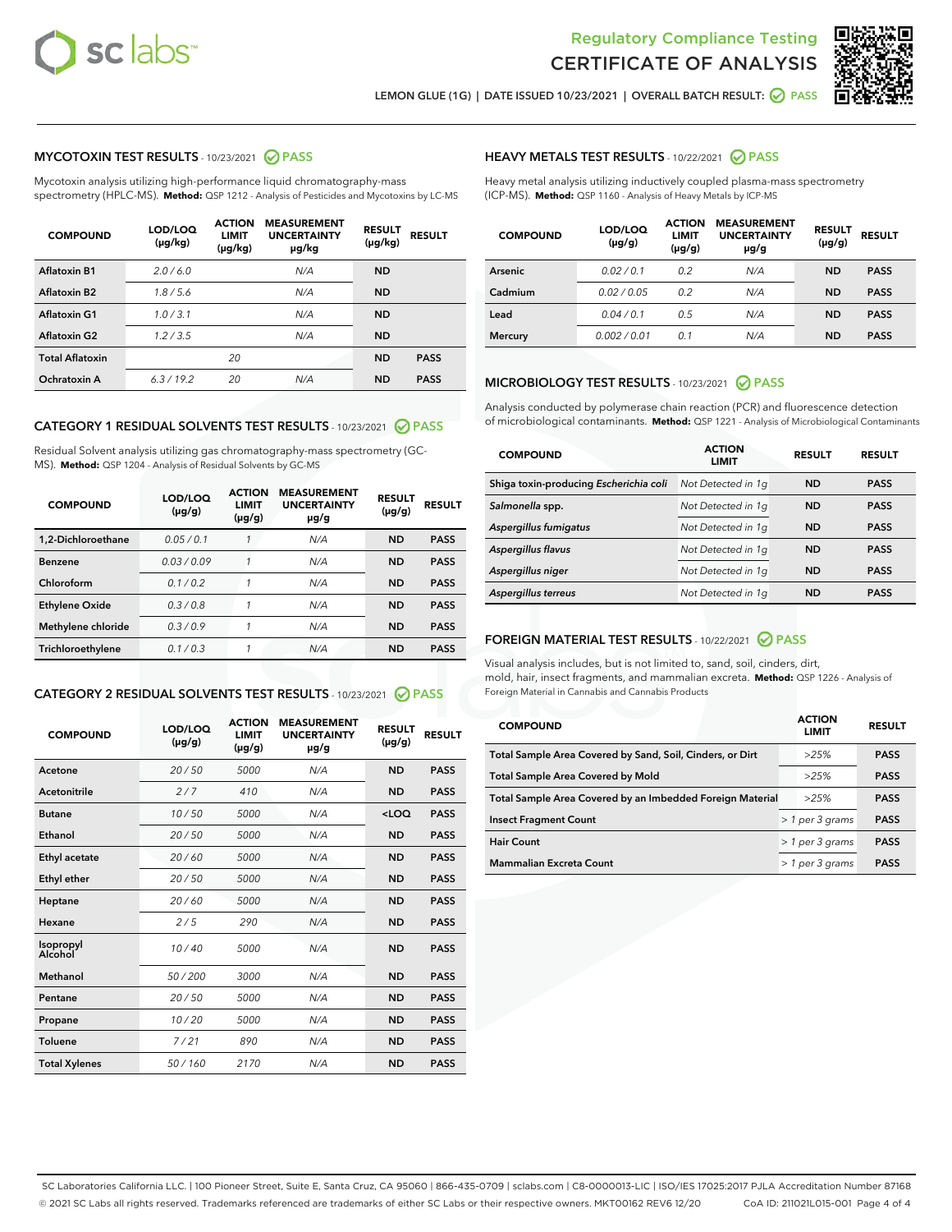Regulatory Compliance Testing

# CERTIFICATE OF ANALYSIS

LEMON GLUE (1G) | DATE ISSUED 10/23/2021 | OVERALL BATCH RESULT: PASS

## MYCOTOXIN TEST RESULTS - 10/23/2021 PASS

Mycotoxin analysis utilizing high-performance liquid chromatography-mass spectrometry (HPLC-MS). **Method:** QSP 1212 - Analysis of Pesticides and Mycotoxins by LC-MS

| COMPOUND | LOD/LOQ (µg/kg) | ACTION LIMIT (µg/kg) | MEASUREMENT UNCERTAINTY µg/kg | RESULT (µg/kg) | RESULT |
|---|---|---|---|---|---|
| Aflatoxin B1 | 2.0 / 6.0 | | N/A | ND | |
| Aflatoxin B2 | 1.8 / 5.6 | | N/A | ND | |
| Aflatoxin G1 | 1.0 / 3.1 | | N/A | ND | |
| Aflatoxin G2 | 1.2 / 3.5 | | N/A | ND | |
| Total Aflatoxin | | 20 | | ND | PASS |
| Ochratoxin A | 6.3 / 19.2 | 20 | N/A | ND | PASS |

## CATEGORY 1 RESIDUAL SOLVENTS TEST RESULTS - 10/23/2021 PASS

Residual Solvent analysis utilizing gas chromatography-mass spectrometry (GC-MS). **Method:** QSP 1204 - Analysis of Residual Solvents by GC-MS

| COMPOUND | LOD/LOQ (µg/g) | ACTION LIMIT (µg/g) | MEASUREMENT UNCERTAINTY µg/g | RESULT (µg/g) | RESULT |
|---|---|---|---|---|---|
| 1,2-Dichloroethane | 0.05 / 0.1 | 1 | N/A | ND | PASS |
| Benzene | 0.03 / 0.09 | 1 | N/A | ND | PASS |
| Chloroform | 0.1 / 0.2 | 1 | N/A | ND | PASS |
| Ethylene Oxide | 0.3 / 0.8 | 1 | N/A | ND | PASS |
| Methylene chloride | 0.3 / 0.9 | 1 | N/A | ND | PASS |
| Trichloroethylene | 0.1 / 0.3 | 1 | N/A | ND | PASS |

## CATEGORY 2 RESIDUAL SOLVENTS TEST RESULTS - 10/23/2021 PASS

| COMPOUND | LOD/LOQ (µg/g) | ACTION LIMIT (µg/g) | MEASUREMENT UNCERTAINTY µg/g | RESULT (µg/g) | RESULT |
|---|---|---|---|---|---|
| Acetone | 20 / 50 | 5000 | N/A | ND | PASS |
| Acetonitrile | 2 / 7 | 410 | N/A | ND | PASS |
| Butane | 10 / 50 | 5000 | N/A | <LOQ | PASS |
| Ethanol | 20 / 50 | 5000 | N/A | ND | PASS |
| Ethyl acetate | 20 / 60 | 5000 | N/A | ND | PASS |
| Ethyl ether | 20 / 50 | 5000 | N/A | ND | PASS |
| Heptane | 20 / 60 | 5000 | N/A | ND | PASS |
| Hexane | 2 / 5 | 290 | N/A | ND | PASS |
| Isopropyl Alcohol | 10 / 40 | 5000 | N/A | ND | PASS |
| Methanol | 50 / 200 | 3000 | N/A | ND | PASS |
| Pentane | 20 / 50 | 5000 | N/A | ND | PASS |
| Propane | 10 / 20 | 5000 | N/A | ND | PASS |
| Toluene | 7 / 21 | 890 | N/A | ND | PASS |
| Total Xylenes | 50 / 160 | 2170 | N/A | ND | PASS |

## HEAVY METALS TEST RESULTS - 10/22/2021 PASS

Heavy metal analysis utilizing inductively coupled plasma-mass spectrometry (ICP-MS). **Method:** QSP 1160 - Analysis of Heavy Metals by ICP-MS

| COMPOUND | LOD/LOQ (µg/g) | ACTION LIMIT (µg/g) | MEASUREMENT UNCERTAINTY µg/g | RESULT (µg/g) | RESULT |
|---|---|---|---|---|---|
| Arsenic | 0.02 / 0.1 | 0.2 | N/A | ND | PASS |
| Cadmium | 0.02 / 0.05 | 0.2 | N/A | ND | PASS |
| Lead | 0.04 / 0.1 | 0.5 | N/A | ND | PASS |
| Mercury | 0.002 / 0.01 | 0.1 | N/A | ND | PASS |

## MICROBIOLOGY TEST RESULTS - 10/23/2021 PASS

Analysis conducted by polymerase chain reaction (PCR) and fluorescence detection of microbiological contaminants. **Method:** QSP 1221 - Analysis of Microbiological Contaminants

| COMPOUND | ACTION LIMIT | RESULT | RESULT |
|---|---|---|---|
| Shiga toxin-producing *Escherichia coli* | Not Detected in 1g | ND | PASS |
| *Salmonella* spp. | Not Detected in 1g | ND | PASS |
| *Aspergillus fumigatus* | Not Detected in 1g | ND | PASS |
| *Aspergillus flavus* | Not Detected in 1g | ND | PASS |
| *Aspergillus niger* | Not Detected in 1g | ND | PASS |
| *Aspergillus terreus* | Not Detected in 1g | ND | PASS |

## FOREIGN MATERIAL TEST RESULTS - 10/22/2021 PASS

Visual analysis includes, but is not limited to, sand, soil, cinders, dirt, mold, hair, insect fragments, and mammalian excreta. **Method:** QSP 1226 - Analysis of Foreign Material in Cannabis and Cannabis Products

| COMPOUND | ACTION LIMIT | RESULT |
|---|---|---|
| Total Sample Area Covered by Sand, Soil, Cinders, or Dirt | >25% | PASS |
| Total Sample Area Covered by Mold | >25% | PASS |
| Total Sample Area Covered by an Imbedded Foreign Material | >25% | PASS |
| Insect Fragment Count | > 1 per 3 grams | PASS |
| Hair Count | > 1 per 3 grams | PASS |
| Mammalian Excreta Count | > 1 per 3 grams | PASS |

SC Laboratories California LLC. | 100 Pioneer Street, Suite E, Santa Cruz, CA 95060 | 866-435-0709 | sclabs.com | C8-0000013-LIC | ISO/IES 17025:2017 PJLA Accreditation Number 87168
© 2021 SC Labs all rights reserved. Trademarks referenced are trademarks of either SC Labs or their respective owners. MKT00162 REV6 12/20 CoA ID: 211021L015-001